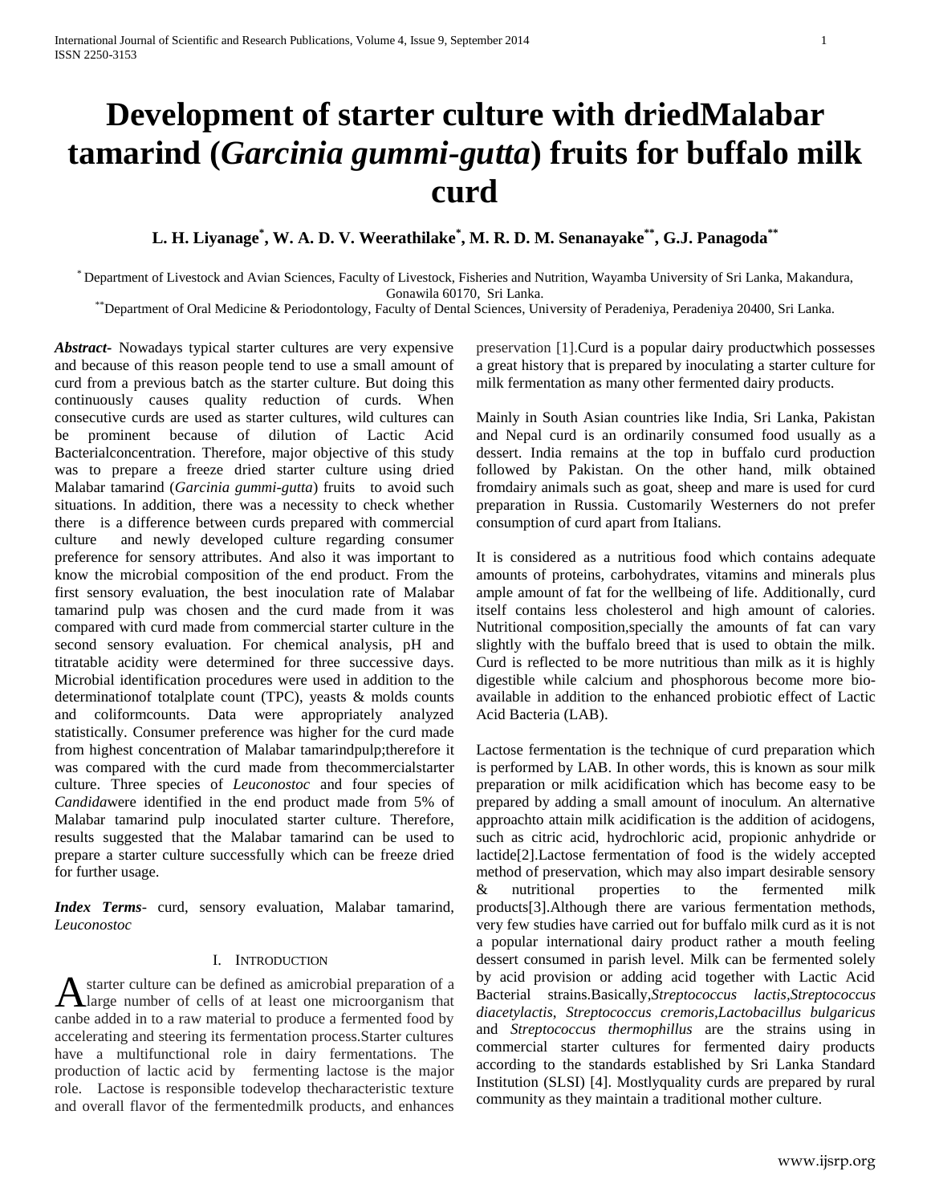# Development of starter culture with driedMalabar tamarind (*Garcinia gummi-gutta*) fruits for buffalo milk curd

**L. H. Liyanage[*], W. A. D. V. Weerathilake[*], M. R. D. M. Senanayake[**], G.J. Panagoda[**]**

[*] Department of Livestock and Avian Sciences, Faculty of Livestock, Fisheries and Nutrition, Wayamba University of Sri Lanka, Makandura, Gonawila 60170, Sri Lanka.

[**] Department of Oral Medicine & Periodontology, Faculty of Dental Sciences, University of Peradeniya, Peradeniya 20400, Sri Lanka.

***Abstract***- Nowadays typical starter cultures are very expensive and because of this reason people tend to use a small amount of curd from a previous batch as the starter culture. But doing this continuously causes quality reduction of curds. When consecutive curds are used as starter cultures, wild cultures can be prominent because of dilution of Lactic Acid Bacterialconcentration. Therefore, major objective of this study was to prepare a freeze dried starter culture using dried Malabar tamarind (*Garcinia gummi-gutta*) fruits to avoid such situations. In addition, there was a necessity to check whether there is a difference between curds prepared with commercial culture and newly developed culture regarding consumer preference for sensory attributes. And also it was important to know the microbial composition of the end product. From the first sensory evaluation, the best inoculation rate of Malabar tamarind pulp was chosen and the curd made from it was compared with curd made from commercial starter culture in the second sensory evaluation. For chemical analysis, pH and titratable acidity were determined for three successive days. Microbial identification procedures were used in addition to the determinationof totalplate count (TPC), yeasts & molds counts and coliformcounts. Data were appropriately analyzed statistically. Consumer preference was higher for the curd made from highest concentration of Malabar tamarindpulp;therefore it was compared with the curd made from thecommercialstarter culture. Three species of *Leuconostoc* and four species of *Candida*were identified in the end product made from 5% of Malabar tamarind pulp inoculated starter culture. Therefore, results suggested that the Malabar tamarind can be used to prepare a starter culture successfully which can be freeze dried for further usage.

***Index Terms***- curd, sensory evaluation, Malabar tamarind, *Leuconostoc*

## I. Introduction

A starter culture can be defined as amicrobial preparation of a large number of cells of at least one microorganism that canbe added in to a raw material to produce a fermented food by accelerating and steering its fermentation process.Starter cultures have a multifunctional role in dairy fermentations. The production of lactic acid by fermenting lactose is the major role. Lactose is responsible todevelop thecharacteristic texture and overall flavor of the fermentedmilk products, and enhances preservation [1].Curd is a popular dairy productwhich possesses a great history that is prepared by inoculating a starter culture for milk fermentation as many other fermented dairy products.

Mainly in South Asian countries like India, Sri Lanka, Pakistan and Nepal curd is an ordinarily consumed food usually as a dessert. India remains at the top in buffalo curd production followed by Pakistan. On the other hand, milk obtained fromdairy animals such as goat, sheep and mare is used for curd preparation in Russia. Customarily Westerners do not prefer consumption of curd apart from Italians.

It is considered as a nutritious food which contains adequate amounts of proteins, carbohydrates, vitamins and minerals plus ample amount of fat for the wellbeing of life. Additionally, curd itself contains less cholesterol and high amount of calories. Nutritional composition,specially the amounts of fat can vary slightly with the buffalo breed that is used to obtain the milk. Curd is reflected to be more nutritious than milk as it is highly digestible while calcium and phosphorous become more bio-available in addition to the enhanced probiotic effect of Lactic Acid Bacteria (LAB).

Lactose fermentation is the technique of curd preparation which is performed by LAB. In other words, this is known as sour milk preparation or milk acidification which has become easy to be prepared by adding a small amount of inoculum. An alternative approachto attain milk acidification is the addition of acidogens, such as citric acid, hydrochloric acid, propionic anhydride or lactide[2].Lactose fermentation of food is the widely accepted method of preservation, which may also impart desirable sensory & nutritional properties to the fermented milk products[3].Although there are various fermentation methods, very few studies have carried out for buffalo milk curd as it is not a popular international dairy product rather a mouth feeling dessert consumed in parish level. Milk can be fermented solely by acid provision or adding acid together with Lactic Acid Bacterial strains.Basically,*Streptococcus lactis*,*Streptococcus diacetylactis*, *Streptococcus cremoris*,*Lactobacillus bulgaricus* and *Streptococcus thermophillus* are the strains using in commercial starter cultures for fermented dairy products according to the standards established by Sri Lanka Standard Institution (SLSI) [4]. Mostlyquality curds are prepared by rural community as they maintain a traditional mother culture.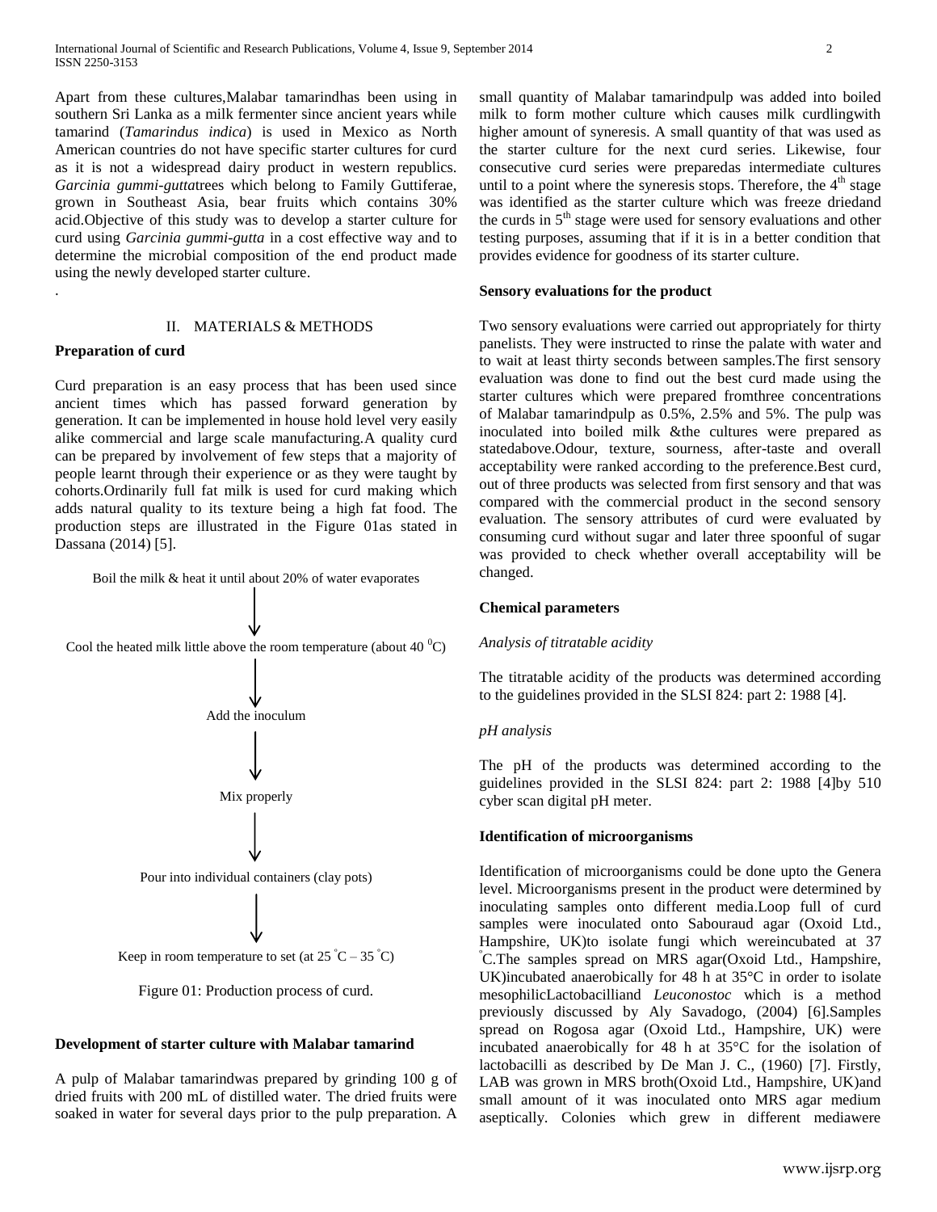Apart from these cultures,Malabar tamarindhas been using in southern Sri Lanka as a milk fermenter since ancient years while tamarind (*Tamarindus indica*) is used in Mexico as North American countries do not have specific starter cultures for curd as it is not a widespread dairy product in western republics. *Garcinia gummi-gutta*trees which belong to Family Guttiferae, grown in Southeast Asia, bear fruits which contains 30% acid.Objective of this study was to develop a starter culture for curd using *Garcinia gummi-gutta* in a cost effective way and to determine the microbial composition of the end product made using the newly developed starter culture.

.

## II. MATERIALS & METHODS

**Preparation of curd**

Curd preparation is an easy process that has been used since ancient times which has passed forward generation by generation. It can be implemented in house hold level very easily alike commercial and large scale manufacturing.A quality curd can be prepared by involvement of few steps that a majority of people learnt through their experience or as they were taught by cohorts.Ordinarily full fat milk is used for curd making which adds natural quality to its texture being a high fat food. The production steps are illustrated in the Figure 01as stated in Dassana (2014) [5].

Boil the milk & heat it until about 20% of water evaporates

↓

Cool the heated milk little above the room temperature (about 40 $^0$C)

↓

Add the inoculum

↓

Mix properly

↓

Pour into individual containers (clay pots)

↓

Keep in room temperature to set (at 25 $^°$C – 35 $^°$C)

Figure 01: Production process of curd.

**Development of starter culture with Malabar tamarind**

A pulp of Malabar tamarindwas prepared by grinding 100 g of dried fruits with 200 mL of distilled water. The dried fruits were soaked in water for several days prior to the pulp preparation. A small quantity of Malabar tamarindpulp was added into boiled milk to form mother culture which causes milk curdlingwith higher amount of syneresis. A small quantity of that was used as the starter culture for the next curd series. Likewise, four consecutive curd series were preparedas intermediate cultures until to a point where the syneresis stops. Therefore, the 4$^{th}$ stage was identified as the starter culture which was freeze driedand the curds in 5$^{th}$ stage were used for sensory evaluations and other testing purposes, assuming that if it is in a better condition that provides evidence for goodness of its starter culture.

**Sensory evaluations for the product**

Two sensory evaluations were carried out appropriately for thirty panelists. They were instructed to rinse the palate with water and to wait at least thirty seconds between samples.The first sensory evaluation was done to find out the best curd made using the starter cultures which were prepared fromthree concentrations of Malabar tamarindpulp as 0.5%, 2.5% and 5%. The pulp was inoculated into boiled milk &the cultures were prepared as statedabove.Odour, texture, sourness, after-taste and overall acceptability were ranked according to the preference.Best curd, out of three products was selected from first sensory and that was compared with the commercial product in the second sensory evaluation. The sensory attributes of curd were evaluated by consuming curd without sugar and later three spoonful of sugar was provided to check whether overall acceptability will be changed.

**Chemical parameters**

*Analysis of titratable acidity*

The titratable acidity of the products was determined according to the guidelines provided in the SLSI 824: part 2: 1988 [4].

*pH analysis*

The pH of the products was determined according to the guidelines provided in the SLSI 824: part 2: 1988 [4]by 510 cyber scan digital pH meter.

**Identification of microorganisms**

Identification of microorganisms could be done upto the Genera level. Microorganisms present in the product were determined by inoculating samples onto different media.Loop full of curd samples were inoculated onto Sabouraud agar (Oxoid Ltd., Hampshire, UK)to isolate fungi which wereincubated at 37 $^°$C.The samples spread on MRS agar(Oxoid Ltd., Hampshire, UK)incubated anaerobically for 48 h at 35°C in order to isolate mesophilicLactobacilliand *Leuconostoc* which is a method previously discussed by Aly Savadogo, (2004) [6].Samples spread on Rogosa agar (Oxoid Ltd., Hampshire, UK) were incubated anaerobically for 48 h at 35°C for the isolation of lactobacilli as described by De Man J. C., (1960) [7]. Firstly, LAB was grown in MRS broth(Oxoid Ltd., Hampshire, UK)and small amount of it was inoculated onto MRS agar medium aseptically. Colonies which grew in different mediawere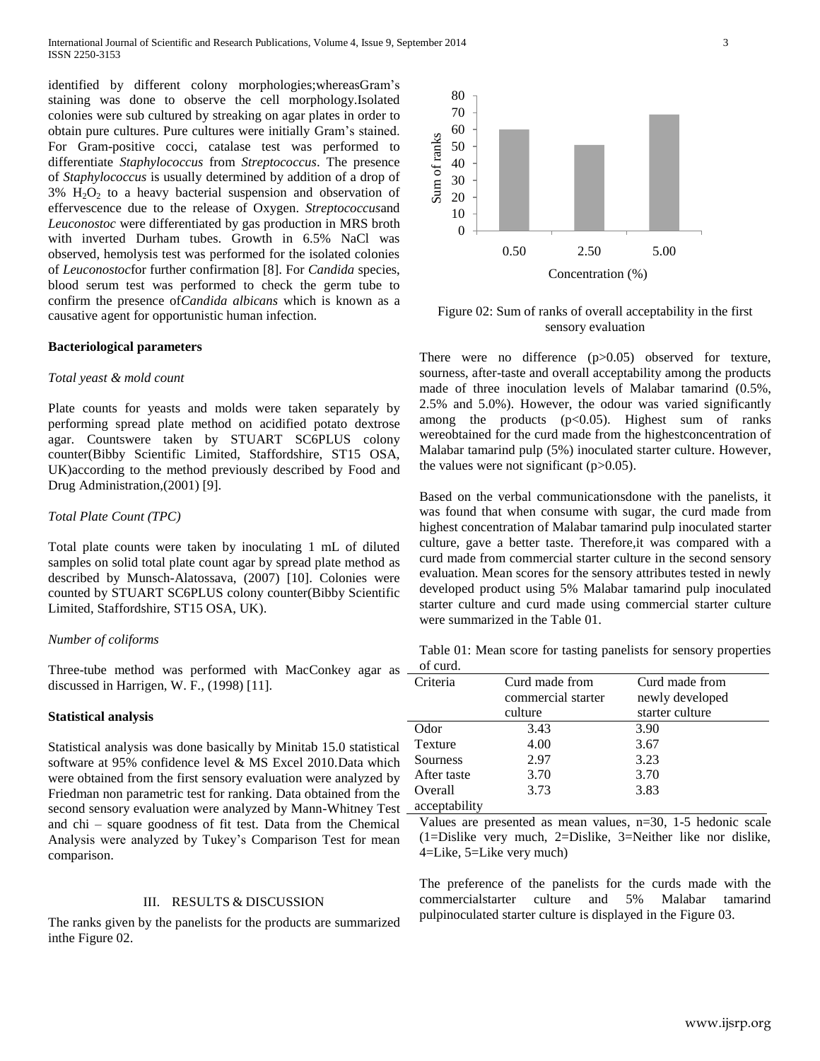identified by different colony morphologies;whereasGram's staining was done to observe the cell morphology.Isolated colonies were sub cultured by streaking on agar plates in order to obtain pure cultures. Pure cultures were initially Gram's stained. For Gram-positive cocci, catalase test was performed to differentiate *Staphylococcus* from *Streptococcus*. The presence of *Staphylococcus* is usually determined by addition of a drop of 3% $H_2O_2$ to a heavy bacterial suspension and observation of effervescence due to the release of Oxygen. *Streptococcus*and *Leuconostoc* were differentiated by gas production in MRS broth with inverted Durham tubes. Growth in 6.5% NaCl was observed, hemolysis test was performed for the isolated colonies of *Leuconostoc*for further confirmation [8]. For *Candida* species, blood serum test was performed to check the germ tube to confirm the presence of*Candida albicans* which is known as a causative agent for opportunistic human infection.

**Bacteriological parameters**

*Total yeast & mold count*

Plate counts for yeasts and molds were taken separately by performing spread plate method on acidified potato dextrose agar. Countswere taken by STUART SC6PLUS colony counter(Bibby Scientific Limited, Staffordshire, ST15 OSA, UK)according to the method previously described by Food and Drug Administration,(2001) [9].

*Total Plate Count (TPC)*

Total plate counts were taken by inoculating 1 mL of diluted samples on solid total plate count agar by spread plate method as described by Munsch-Alatossava, (2007) [10]. Colonies were counted by STUART SC6PLUS colony counter(Bibby Scientific Limited, Staffordshire, ST15 OSA, UK).

*Number of coliforms*

Three-tube method was performed with MacConkey agar as discussed in Harrigen, W. F., (1998) [11].

**Statistical analysis**

Statistical analysis was done basically by Minitab 15.0 statistical software at 95% confidence level & MS Excel 2010.Data which were obtained from the first sensory evaluation were analyzed by Friedman non parametric test for ranking. Data obtained from the second sensory evaluation were analyzed by Mann-Whitney Test and chi – square goodness of fit test. Data from the Chemical Analysis were analyzed by Tukey's Comparison Test for mean comparison.

## III. RESULTS & DISCUSSION

The ranks given by the panelists for the products are summarized inthe Figure 02.

Figure 02: Sum of ranks of overall acceptability in the first sensory evaluation

There were no difference ($p>0.05$) observed for texture, sourness, after-taste and overall acceptability among the products made of three inoculation levels of Malabar tamarind (0.5%, 2.5% and 5.0%). However, the odour was varied significantly among the products ($p<0.05$). Highest sum of ranks wereobtained for the curd made from the highestconcentration of Malabar tamarind pulp (5%) inoculated starter culture. However, the values were not significant ($p>0.05$).

Based on the verbal communicationsdone with the panelists, it was found that when consume with sugar, the curd made from highest concentration of Malabar tamarind pulp inoculated starter culture, gave a better taste. Therefore,it was compared with a curd made from commercial starter culture in the second sensory evaluation. Mean scores for the sensory attributes tested in newly developed product using 5% Malabar tamarind pulp inoculated starter culture and curd made using commercial starter culture were summarized in the Table 01.

Table 01: Mean score for tasting panelists for sensory properties of curd.

| Criteria | Curd made from commercial starter culture | Curd made from newly developed starter culture |
|---|---|---|
| Odor | 3.43 | 3.90 |
| Texture | 4.00 | 3.67 |
| Sourness | 2.97 | 3.23 |
| After taste | 3.70 | 3.70 |
| Overall acceptability | 3.73 | 3.83 |

Values are presented as mean values, n=30, 1-5 hedonic scale (1=Dislike very much, 2=Dislike, 3=Neither like nor dislike, 4=Like, 5=Like very much)

The preference of the panelists for the curds made with the commercialstarter culture and 5% Malabar tamarind pulpinoculated starter culture is displayed in the Figure 03.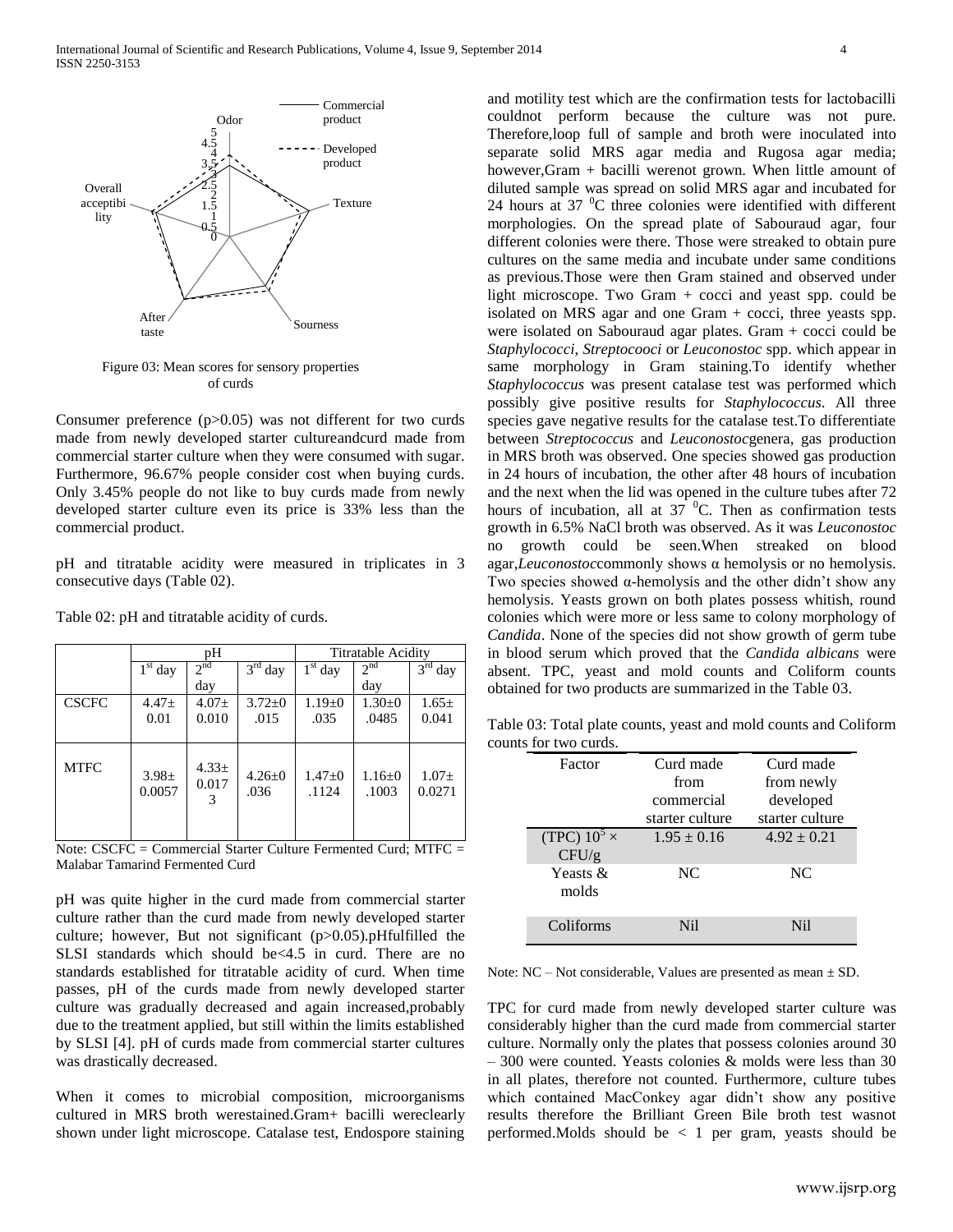Figure 03: Mean scores for sensory properties of curds

Consumer preference (p>0.05) was not different for two curds made from newly developed starter cultureandcurd made from commercial starter culture when they were consumed with sugar. Furthermore, 96.67% people consider cost when buying curds. Only 3.45% people do not like to buy curds made from newly developed starter culture even its price is 33% less than the commercial product.

pH and titratable acidity were measured in triplicates in 3 consecutive days (Table 02).

Table 02: pH and titratable acidity of curds.

| | pH | | | Titratable Acidity | | |
|---|---|---|---|---|---|---|
| | 1st day | 2nd day | 3rd day | 1st day | 2nd day | 3rd day |
| CSCFC | 4.47± 0.01 | 4.07± 0.010 | 3.72±0 .015 | 1.19±0 .035 | 1.30±0 .0485 | 1.65± 0.041 |
| MTFC | 3.98± 0.0057 | 4.33± 0.0173 | 4.26±0 .036 | 1.47±0 .1124 | 1.16±0 .1003 | 1.07± 0.0271 |

Note: CSCFC = Commercial Starter Culture Fermented Curd; MTFC = Malabar Tamarind Fermented Curd

pH was quite higher in the curd made from commercial starter culture rather than the curd made from newly developed starter culture; however, But not significant (p>0.05).pHfulfilled the SLSI standards which should be<4.5 in curd. There are no standards established for titratable acidity of curd. When time passes, pH of the curds made from newly developed starter culture was gradually decreased and again increased,probably due to the treatment applied, but still within the limits established by SLSI [4]. pH of curds made from commercial starter cultures was drastically decreased.

When it comes to microbial composition, microorganisms cultured in MRS broth werestained.Gram+ bacilli wereclearly shown under light microscope. Catalase test, Endospore staining and motility test which are the confirmation tests for lactobacilli couldnot perform because the culture was not pure. Therefore,loop full of sample and broth were inoculated into separate solid MRS agar media and Rugosa agar media; however,Gram + bacilli werenot grown. When little amount of diluted sample was spread on solid MRS agar and incubated for 24 hours at 37 $^0$C three colonies were identified with different morphologies. On the spread plate of Sabouraud agar, four different colonies were there. Those were streaked to obtain pure cultures on the same media and incubate under same conditions as previous.Those were then Gram stained and observed under light microscope. Two Gram + cocci and yeast spp. could be isolated on MRS agar and one Gram + cocci, three yeasts spp. were isolated on Sabouraud agar plates. Gram + cocci could be *Staphylococci*, *Streptocooci* or *Leuconostoc* spp. which appear in same morphology in Gram staining.To identify whether *Staphylococcus* was present catalase test was performed which possibly give positive results for *Staphylococcus*. All three species gave negative results for the catalase test.To differentiate between *Streptococcus* and *Leuconostoc*genera, gas production in MRS broth was observed. One species showed gas production in 24 hours of incubation, the other after 48 hours of incubation and the next when the lid was opened in the culture tubes after 72 hours of incubation, all at 37 $^0$C. Then as confirmation tests growth in 6.5% NaCl broth was observed. As it was *Leuconostoc* no growth could be seen.When streaked on blood agar,*Leuconostoc*commonly shows α hemolysis or no hemolysis. Two species showed α-hemolysis and the other didn't show any hemolysis. Yeasts grown on both plates possess whitish, round colonies which were more or less same to colony morphology of *Candida*. None of the species did not show growth of germ tube in blood serum which proved that the *Candida albicans* were absent. TPC, yeast and mold counts and Coliform counts obtained for two products are summarized in the Table 03.

Table 03: Total plate counts, yeast and mold counts and Coliform counts for two curds.

| Factor | Curd made from commercial starter culture | Curd made from newly developed starter culture |
|---|---|---|
| (TPC) $10^5 \times$ CFU/g | 1.95 ± 0.16 | 4.92 ± 0.21 |
| Yeasts & molds | NC | NC |
| Coliforms | Nil | Nil |

Note: NC – Not considerable, Values are presented as mean ± SD.

TPC for curd made from newly developed starter culture was considerably higher than the curd made from commercial starter culture. Normally only the plates that possess colonies around 30 – 300 were counted. Yeasts colonies & molds were less than 30 in all plates, therefore not counted. Furthermore, culture tubes which contained MacConkey agar didn't show any positive results therefore the Brilliant Green Bile broth test wasnot performed.Molds should be < 1 per gram, yeasts should be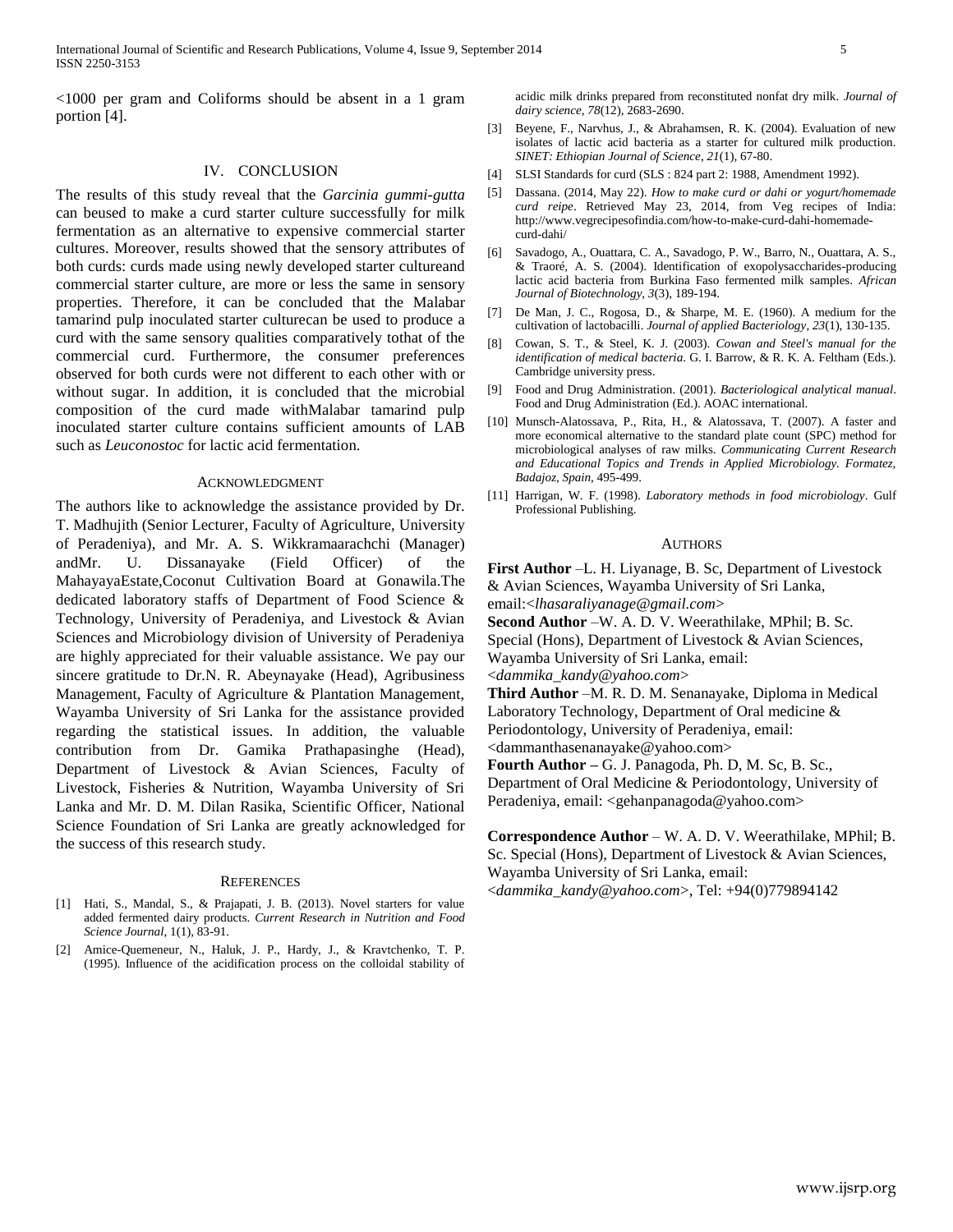<1000 per gram and Coliforms should be absent in a 1 gram portion [4].

## IV. CONCLUSION

The results of this study reveal that the *Garcinia gummi-gutta* can beused to make a curd starter culture successfully for milk fermentation as an alternative to expensive commercial starter cultures. Moreover, results showed that the sensory attributes of both curds: curds made using newly developed starter cultureand commercial starter culture, are more or less the same in sensory properties. Therefore, it can be concluded that the Malabar tamarind pulp inoculated starter culturecan be used to produce a curd with the same sensory qualities comparatively tothat of the commercial curd. Furthermore, the consumer preferences observed for both curds were not different to each other with or without sugar. In addition, it is concluded that the microbial composition of the curd made withMalabar tamarind pulp inoculated starter culture contains sufficient amounts of LAB such as *Leuconostoc* for lactic acid fermentation.

## ACKNOWLEDGMENT

The authors like to acknowledge the assistance provided by Dr. T. Madhujith (Senior Lecturer, Faculty of Agriculture, University of Peradeniya), and Mr. A. S. Wikkramaarachchi (Manager) andMr. U. Dissanayake (Field Officer) of the MahayayaEstate,Coconut Cultivation Board at Gonawila.The dedicated laboratory staffs of Department of Food Science & Technology, University of Peradeniya, and Livestock & Avian Sciences and Microbiology division of University of Peradeniya are highly appreciated for their valuable assistance. We pay our sincere gratitude to Dr.N. R. Abeynayake (Head), Agribusiness Management, Faculty of Agriculture & Plantation Management, Wayamba University of Sri Lanka for the assistance provided regarding the statistical issues. In addition, the valuable contribution from Dr. Gamika Prathapasinghe (Head), Department of Livestock & Avian Sciences, Faculty of Livestock, Fisheries & Nutrition, Wayamba University of Sri Lanka and Mr. D. M. Dilan Rasika, Scientific Officer, National Science Foundation of Sri Lanka are greatly acknowledged for the success of this research study.

## REFERENCES

[1] Hati, S., Mandal, S., & Prajapati, J. B. (2013). Novel starters for value added fermented dairy products. *Current Research in Nutrition and Food Science Journal*, 1(1), 83-91.

[2] Amice-Quemeneur, N., Haluk, J. P., Hardy, J., & Kravtchenko, T. P. (1995). Influence of the acidification process on the colloidal stability of acidic milk drinks prepared from reconstituted nonfat dry milk. *Journal of dairy science*, *78*(12), 2683-2690.

[3] Beyene, F., Narvhus, J., & Abrahamsen, R. K. (2004). Evaluation of new isolates of lactic acid bacteria as a starter for cultured milk production. *SINET: Ethiopian Journal of Science*, *21*(1), 67-80.

[4] SLSI Standards for curd (SLS : 824 part 2: 1988, Amendment 1992).

[5] Dassana. (2014, May 22). *How to make curd or dahi or yogurt/homemade curd reipe*. Retrieved May 23, 2014, from Veg recipes of India: http://www.vegrecipesofindia.com/how-to-make-curd-dahi-homemade-curd-dahi/

[6] Savadogo, A., Ouattara, C. A., Savadogo, P. W., Barro, N., Ouattara, A. S., & Traoré, A. S. (2004). Identification of exopolysaccharides-producing lactic acid bacteria from Burkina Faso fermented milk samples. *African Journal of Biotechnology*, *3*(3), 189-194.

[7] De Man, J. C., Rogosa, D., & Sharpe, M. E. (1960). A medium for the cultivation of lactobacilli. *Journal of applied Bacteriology*, *23*(1), 130-135.

[8] Cowan, S. T., & Steel, K. J. (2003). *Cowan and Steel's manual for the identification of medical bacteria*. G. I. Barrow, & R. K. A. Feltham (Eds.). Cambridge university press.

[9] Food and Drug Administration. (2001). *Bacteriological analytical manual*. Food and Drug Administration (Ed.). AOAC international.

[10] Munsch-Alatossava, P., Rita, H., & Alatossava, T. (2007). A faster and more economical alternative to the standard plate count (SPC) method for microbiological analyses of raw milks. *Communicating Current Research and Educational Topics and Trends in Applied Microbiology. Formatez, Badajoz, Spain*, 495-499.

[11] Harrigan, W. F. (1998). *Laboratory methods in food microbiology*. Gulf Professional Publishing.

## AUTHORS

**First Author** –L. H. Liyanage, B. Sc, Department of Livestock & Avian Sciences, Wayamba University of Sri Lanka, email:<*lhasaraliyanage@gmail.com*>

**Second Author** –W. A. D. V. Weerathilake, MPhil; B. Sc. Special (Hons), Department of Livestock & Avian Sciences, Wayamba University of Sri Lanka, email: <*dammika_kandy@yahoo.com*>

**Third Author** –M. R. D. M. Senanayake, Diploma in Medical Laboratory Technology, Department of Oral medicine & Periodontology, University of Peradeniya, email: <dammanthasenanayake@yahoo.com>

**Fourth Author –** G. J. Panagoda, Ph. D, M. Sc, B. Sc., Department of Oral Medicine & Periodontology, University of Peradeniya, email: <gehanpanagoda@yahoo.com>

**Correspondence Author** – W. A. D. V. Weerathilake, MPhil; B. Sc. Special (Hons), Department of Livestock & Avian Sciences, Wayamba University of Sri Lanka, email: <*dammika_kandy@yahoo.com*>, Tel: +94(0)779894142